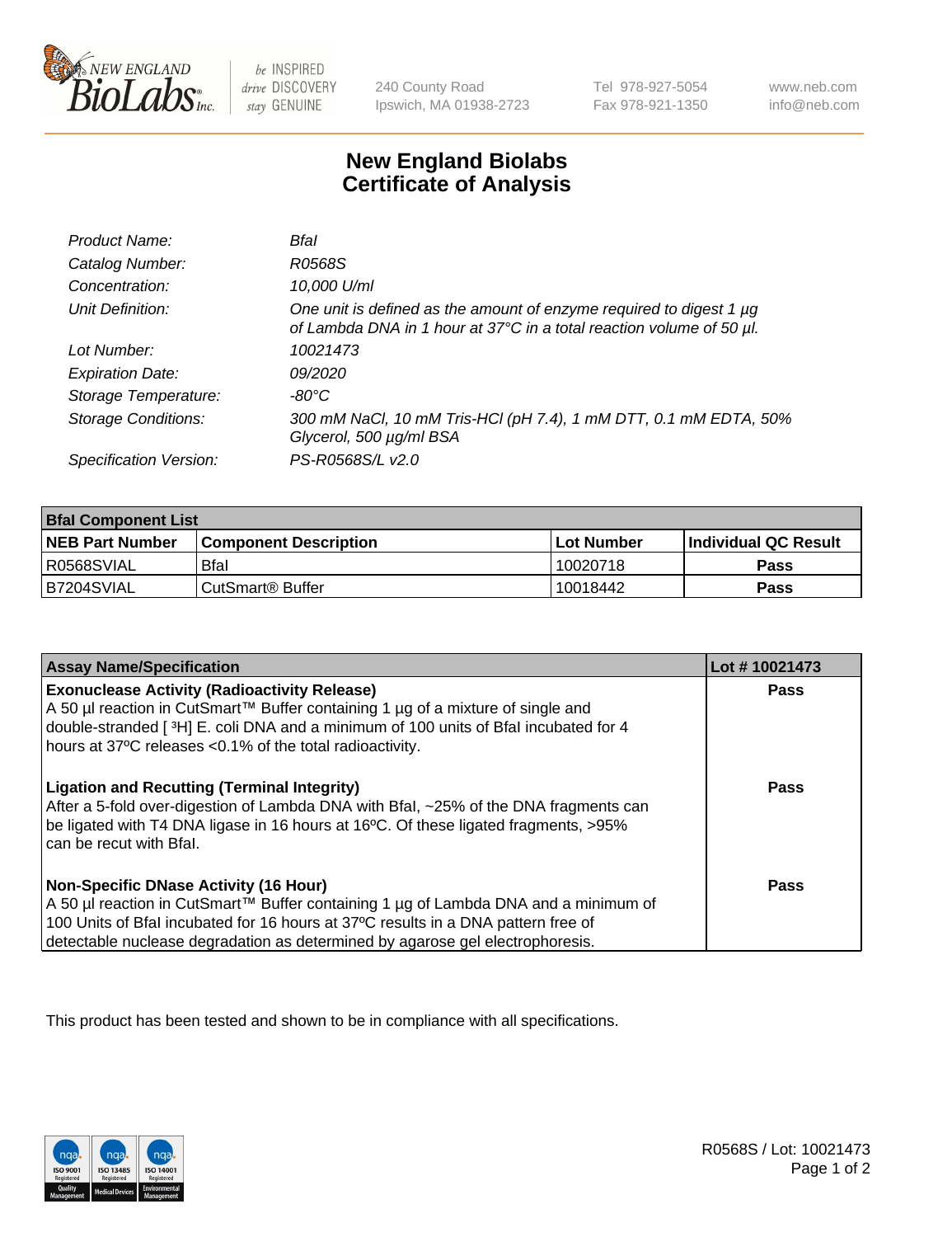New England Biolabs Inc. — be INSPIRED drive DISCOVERY stay GENUINE

240 County Road
Ipswich, MA 01938-2723

Tel 978-927-5054
Fax 978-921-1350

www.neb.com
info@neb.com

# New England Biolabs Certificate of Analysis

| | |
|---|---|
| *Product Name:* | *BfaI* |
| *Catalog Number:* | *R0568S* |
| *Concentration:* | *10,000 U/ml* |
| *Unit Definition:* | *One unit is defined as the amount of enzyme required to digest 1 µg of Lambda DNA in 1 hour at 37°C in a total reaction volume of 50 µl.* |
| *Lot Number:* | *10021473* |
| *Expiration Date:* | *09/2020* |
| *Storage Temperature:* | *-80°C* |
| *Storage Conditions:* | *300 mM NaCl, 10 mM Tris-HCl (pH 7.4), 1 mM DTT, 0.1 mM EDTA, 50% Glycerol, 500 µg/ml BSA* |
| *Specification Version:* | *PS-R0568S/L v2.0* |

| **BfaI Component List** | | | |
|---|---|---|---|
| **NEB Part Number** | **Component Description** | **Lot Number** | **Individual QC Result** |
| R0568SVIAL | BfaI | 10020718 | **Pass** |
| B7204SVIAL | CutSmart® Buffer | 10018442 | **Pass** |

| **Assay Name/Specification** | **Lot # 10021473** |
|---|---|
| **Exonuclease Activity (Radioactivity Release)** A 50 µl reaction in CutSmart™ Buffer containing 1 µg of a mixture of single and double-stranded [ $^3$H] E. coli DNA and a minimum of 100 units of BfaI incubated for 4 hours at 37ºC releases <0.1% of the total radioactivity. | **Pass** |
| **Ligation and Recutting (Terminal Integrity)** After a 5-fold over-digestion of Lambda DNA with BfaI, ~25% of the DNA fragments can be ligated with T4 DNA ligase in 16 hours at 16ºC. Of these ligated fragments, >95% can be recut with BfaI. | **Pass** |
| **Non-Specific DNase Activity (16 Hour)** A 50 µl reaction in CutSmart™ Buffer containing 1 µg of Lambda DNA and a minimum of 100 Units of BfaI incubated for 16 hours at 37ºC results in a DNA pattern free of detectable nuclease degradation as determined by agarose gel electrophoresis. | **Pass** |

This product has been tested and shown to be in compliance with all specifications.

R0568S / Lot: 10021473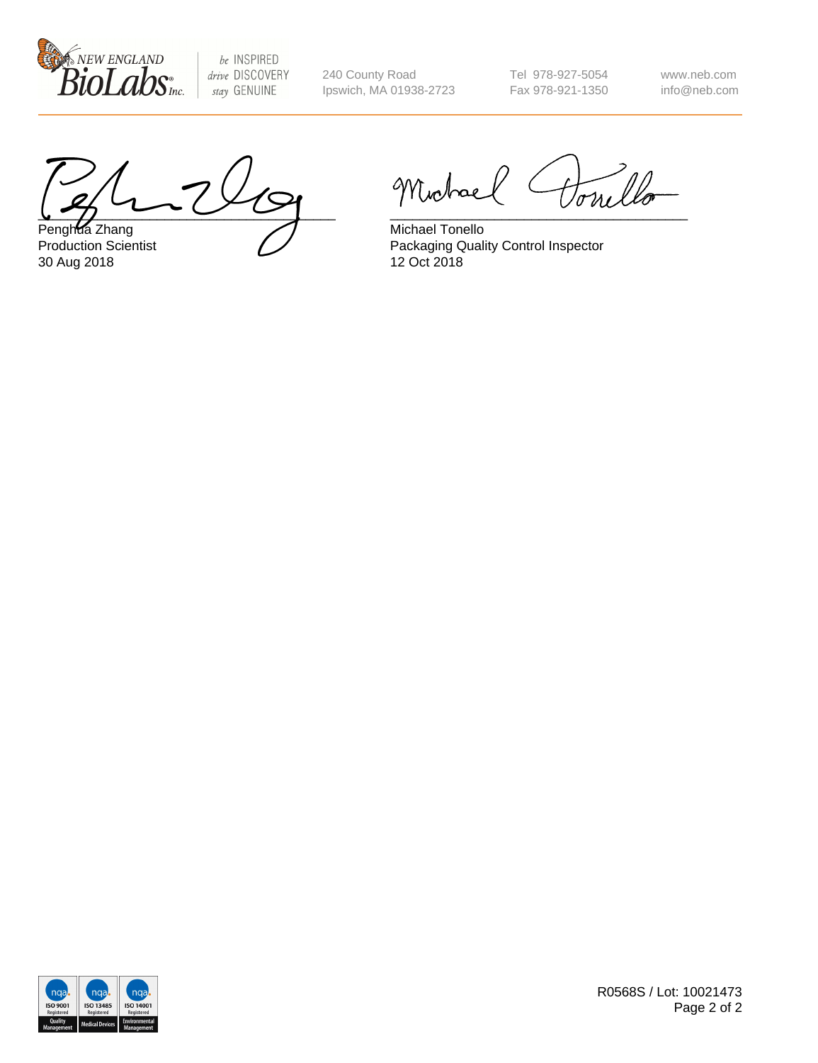NEW ENGLAND BioLabs Inc. — be INSPIRED drive DISCOVERY stay GENUINE

240 County Road
Ipswich, MA 01938-2723

Tel 978-927-5054
Fax 978-921-1350

www.neb.com
info@neb.com

Penghua Zhang
Production Scientist
30 Aug 2018

Michael Tonello
Packaging Quality Control Inspector
12 Oct 2018

nqa ISO 9001 Registered Quality Management | nqa ISO 13485 Registered Medical Devices | nqa ISO 14001 Registered Environmental Management

R0568S / Lot: 10021473